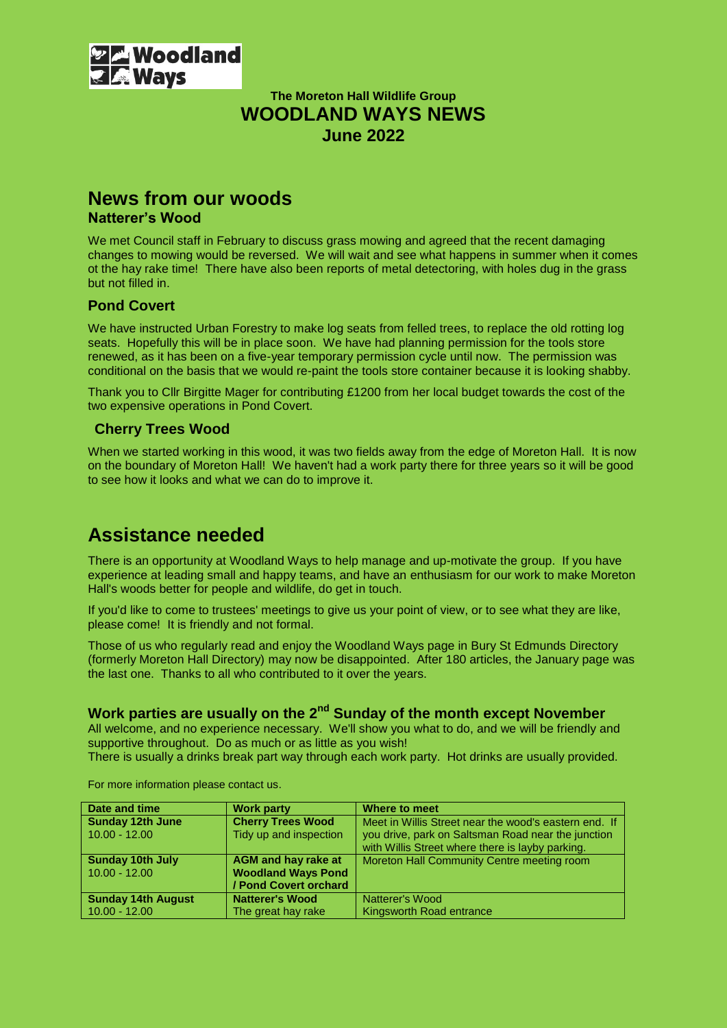**Woodland Ways**

### The Moreton Hall Wildlife Group
# WOODLAND WAYS NEWS
### June 2022

## News from our woods

### Natterer's Wood

We met Council staff in February to discuss grass mowing and agreed that the recent damaging changes to mowing would be reversed. We will wait and see what happens in summer when it comes ot the hay rake time! There have also been reports of metal detectoring, with holes dug in the grass but not filled in.

### Pond Covert

We have instructed Urban Forestry to make log seats from felled trees, to replace the old rotting log seats. Hopefully this will be in place soon. We have had planning permission for the tools store renewed, as it has been on a five-year temporary permission cycle until now. The permission was conditional on the basis that we would re-paint the tools store container because it is looking shabby.

Thank you to Cllr Birgitte Mager for contributing £1200 from her local budget towards the cost of the two expensive operations in Pond Covert.

### Cherry Trees Wood

When we started working in this wood, it was two fields away from the edge of Moreton Hall. It is now on the boundary of Moreton Hall! We haven't had a work party there for three years so it will be good to see how it looks and what we can do to improve it.

## Assistance needed

There is an opportunity at Woodland Ways to help manage and up-motivate the group. If you have experience at leading small and happy teams, and have an enthusiasm for our work to make Moreton Hall's woods better for people and wildlife, do get in touch.

If you'd like to come to trustees' meetings to give us your point of view, or to see what they are like, please come! It is friendly and not formal.

Those of us who regularly read and enjoy the Woodland Ways page in Bury St Edmunds Directory (formerly Moreton Hall Directory) may now be disappointed. After 180 articles, the January page was the last one. Thanks to all who contributed to it over the years.

### Work parties are usually on the 2nd Sunday of the month except November

All welcome, and no experience necessary. We'll show you what to do, and we will be friendly and supportive throughout. Do as much or as little as you wish!
There is usually a drinks break part way through each work party. Hot drinks are usually provided.

For more information please contact us.

| Date and time | Work party | Where to meet |
| --- | --- | --- |
| **Sunday 12th June** 10.00 - 12.00 | **Cherry Trees Wood** Tidy up and inspection | Meet in Willis Street near the wood's eastern end. If you drive, park on Saltsman Road near the junction with Willis Street where there is layby parking. |
| **Sunday 10th July** 10.00 - 12.00 | **AGM and hay rake at Woodland Ways Pond / Pond Covert orchard** | Moreton Hall Community Centre meeting room |
| **Sunday 14th August** 10.00 - 12.00 | **Natterer's Wood** The great hay rake | Natterer's Wood Kingsworth Road entrance |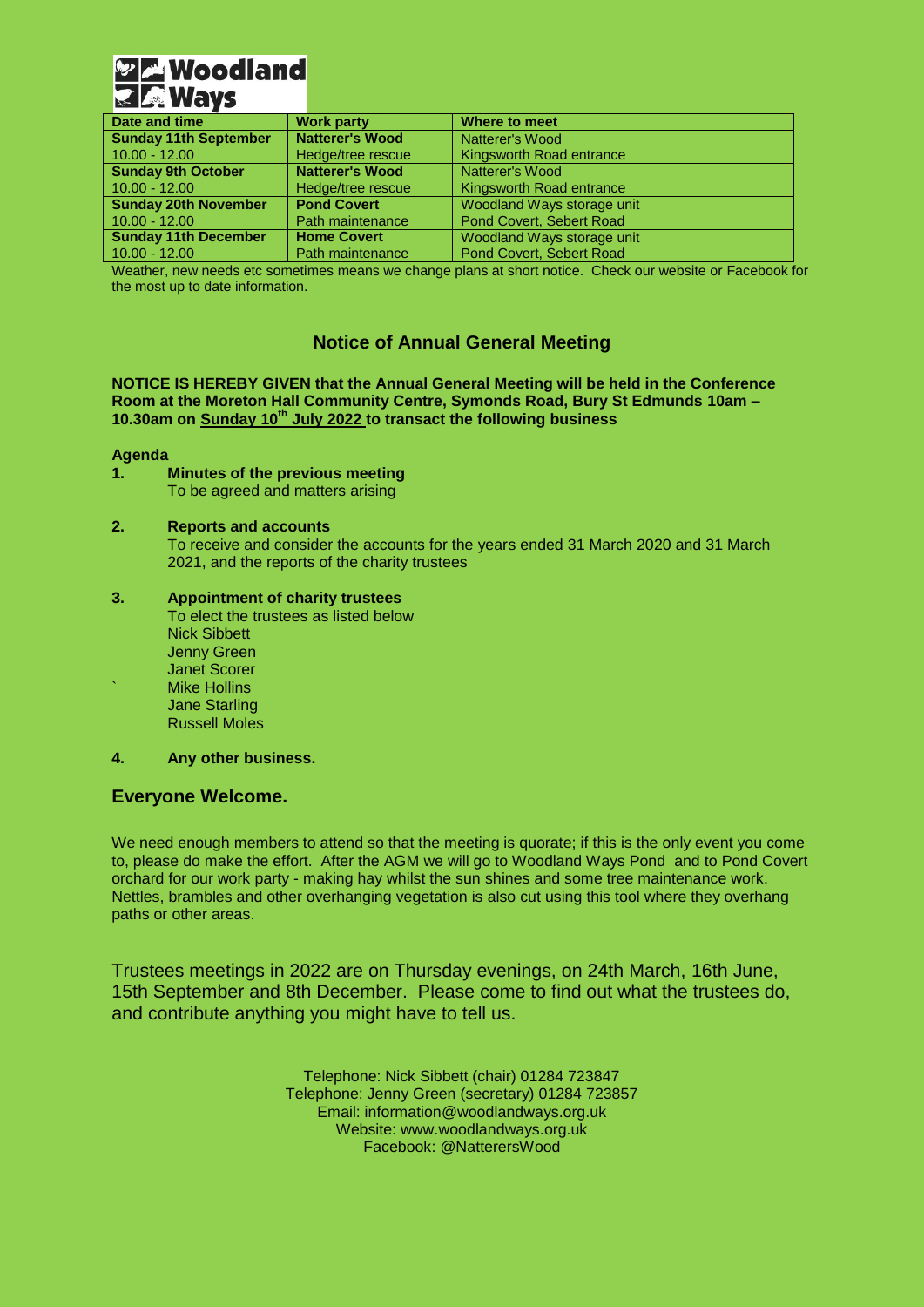# Woodland Ways

| Date and time | Work party | Where to meet |
|---|---|---|
| **Sunday 11th September**<br>10.00 - 12.00 | **Natterer's Wood**<br>Hedge/tree rescue | Natterer's Wood<br>Kingsworth Road entrance |
| **Sunday 9th October**<br>10.00 - 12.00 | **Natterer's Wood**<br>Hedge/tree rescue | Natterer's Wood<br>Kingsworth Road entrance |
| **Sunday 20th November**<br>10.00 - 12.00 | **Pond Covert**<br>Path maintenance | Woodland Ways storage unit<br>Pond Covert, Sebert Road |
| **Sunday 11th December**<br>10.00 - 12.00 | **Home Covert**<br>Path maintenance | Woodland Ways storage unit<br>Pond Covert, Sebert Road |

Weather, new needs etc sometimes means we change plans at short notice. Check our website or Facebook for the most up to date information.

## Notice of Annual General Meeting

**NOTICE IS HEREBY GIVEN that the Annual General Meeting will be held in the Conference Room at the Moreton Hall Community Centre, Symonds Road, Bury St Edmunds 10am – 10.30am on Sunday 10th July 2022 to transact the following business**

**Agenda**

1. **Minutes of the previous meeting**
   To be agreed and matters arising

2. **Reports and accounts**
   To receive and consider the accounts for the years ended 31 March 2020 and 31 March 2021, and the reports of the charity trustees

3. **Appointment of charity trustees**
   To elect the trustees as listed below
   Nick Sibbett
   Jenny Green
   Janet Scorer
   Mike Hollins
   Jane Starling
   Russell Moles

4. **Any other business.**

### Everyone Welcome.

We need enough members to attend so that the meeting is quorate; if this is the only event you come to, please do make the effort. After the AGM we will go to Woodland Ways Pond and to Pond Covert orchard for our work party - making hay whilst the sun shines and some tree maintenance work. Nettles, brambles and other overhanging vegetation is also cut using this tool where they overhang paths or other areas.

Trustees meetings in 2022 are on Thursday evenings, on 24th March, 16th June, 15th September and 8th December. Please come to find out what the trustees do, and contribute anything you might have to tell us.

Telephone: Nick Sibbett (chair) 01284 723847
Telephone: Jenny Green (secretary) 01284 723857
Email: information@woodlandways.org.uk
Website: www.woodlandways.org.uk
Facebook: @NatterersWood